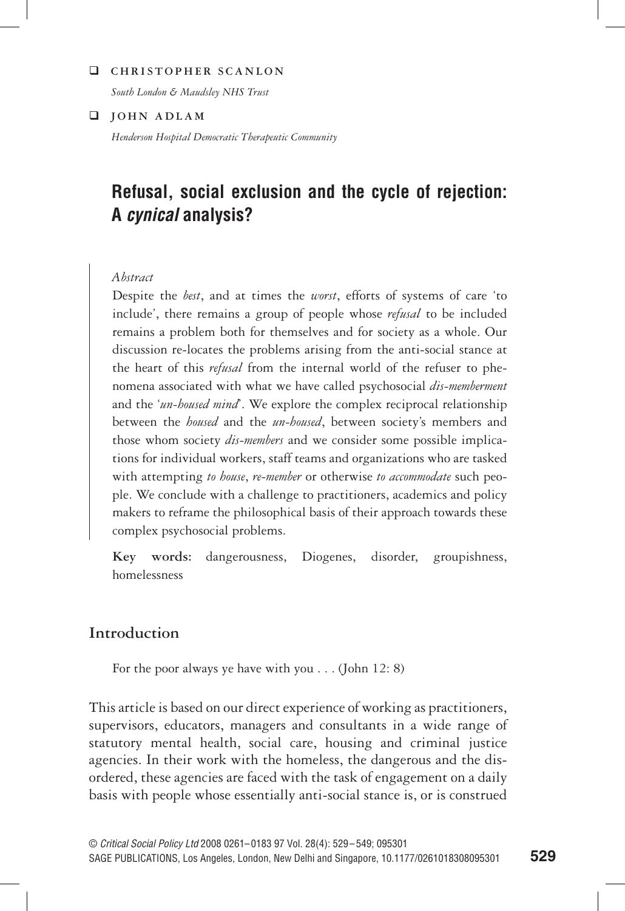❑ **CHRISTOPHER SCANLON**

*South London & Maudsley NHS Trust*

❑ **JOHN ADLAM**

*Henderson Hospital Democratic Therapeutic Community*

# Refusal, social exclusion and the cycle of rejection: A *cynical* analysis?

*Abstract*

Despite the *best*, and at times the *worst*, efforts of systems of care 'to include', there remains a group of people whose *refusal* to be included remains a problem both for themselves and for society as a whole. Our discussion re-locates the problems arising from the anti-social stance at the heart of this *refusal* from the internal world of the refuser to phenomena associated with what we have called psychosocial *dis-memberment* and the '*un-housed mind*'. We explore the complex reciprocal relationship between the *housed* and the *un-housed*, between society's members and those whom society *dis-members* and we consider some possible implications for individual workers, staff teams and organizations who are tasked with attempting *to house*, *re-member* or otherwise *to accommodate* such people. We conclude with a challenge to practitioners, academics and policy makers to reframe the philosophical basis of their approach towards these complex psychosocial problems.

**Key words:** dangerousness, Diogenes, disorder, groupishness, homelessness

## Introduction

For the poor always ye have with you . . . (John 12: 8)

This article is based on our direct experience of working as practitioners, supervisors, educators, managers and consultants in a wide range of statutory mental health, social care, housing and criminal justice agencies. In their work with the homeless, the dangerous and the disordered, these agencies are faced with the task of engagement on a daily basis with people whose essentially anti-social stance is, or is construed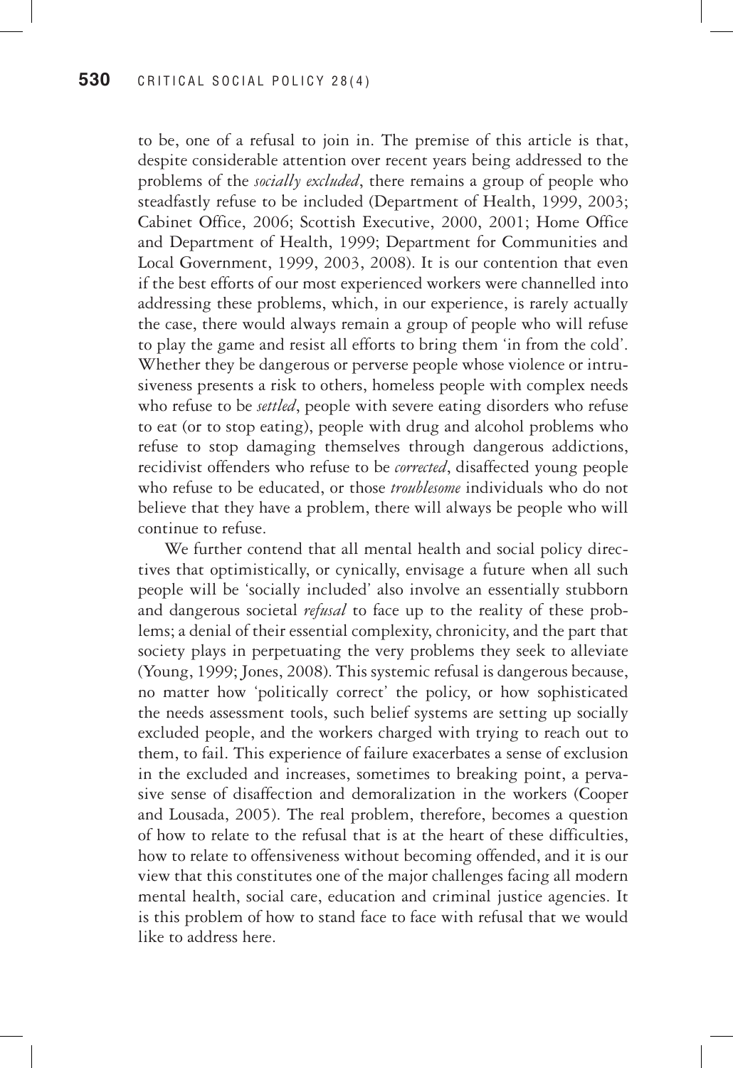to be, one of a refusal to join in. The premise of this article is that, despite considerable attention over recent years being addressed to the problems of the *socially excluded*, there remains a group of people who steadfastly refuse to be included (Department of Health, 1999, 2003; Cabinet Office, 2006; Scottish Executive, 2000, 2001; Home Office and Department of Health, 1999; Department for Communities and Local Government, 1999, 2003, 2008). It is our contention that even if the best efforts of our most experienced workers were channelled into addressing these problems, which, in our experience, is rarely actually the case, there would always remain a group of people who will refuse to play the game and resist all efforts to bring them 'in from the cold'. Whether they be dangerous or perverse people whose violence or intrusiveness presents a risk to others, homeless people with complex needs who refuse to be *settled*, people with severe eating disorders who refuse to eat (or to stop eating), people with drug and alcohol problems who refuse to stop damaging themselves through dangerous addictions, recidivist offenders who refuse to be *corrected*, disaffected young people who refuse to be educated, or those *troublesome* individuals who do not believe that they have a problem, there will always be people who will continue to refuse.

We further contend that all mental health and social policy directives that optimistically, or cynically, envisage a future when all such people will be 'socially included' also involve an essentially stubborn and dangerous societal *refusal* to face up to the reality of these problems; a denial of their essential complexity, chronicity, and the part that society plays in perpetuating the very problems they seek to alleviate (Young, 1999; Jones, 2008). This systemic refusal is dangerous because, no matter how 'politically correct' the policy, or how sophisticated the needs assessment tools, such belief systems are setting up socially excluded people, and the workers charged with trying to reach out to them, to fail. This experience of failure exacerbates a sense of exclusion in the excluded and increases, sometimes to breaking point, a pervasive sense of disaffection and demoralization in the workers (Cooper and Lousada, 2005). The real problem, therefore, becomes a question of how to relate to the refusal that is at the heart of these difficulties, how to relate to offensiveness without becoming offended, and it is our view that this constitutes one of the major challenges facing all modern mental health, social care, education and criminal justice agencies. It is this problem of how to stand face to face with refusal that we would like to address here.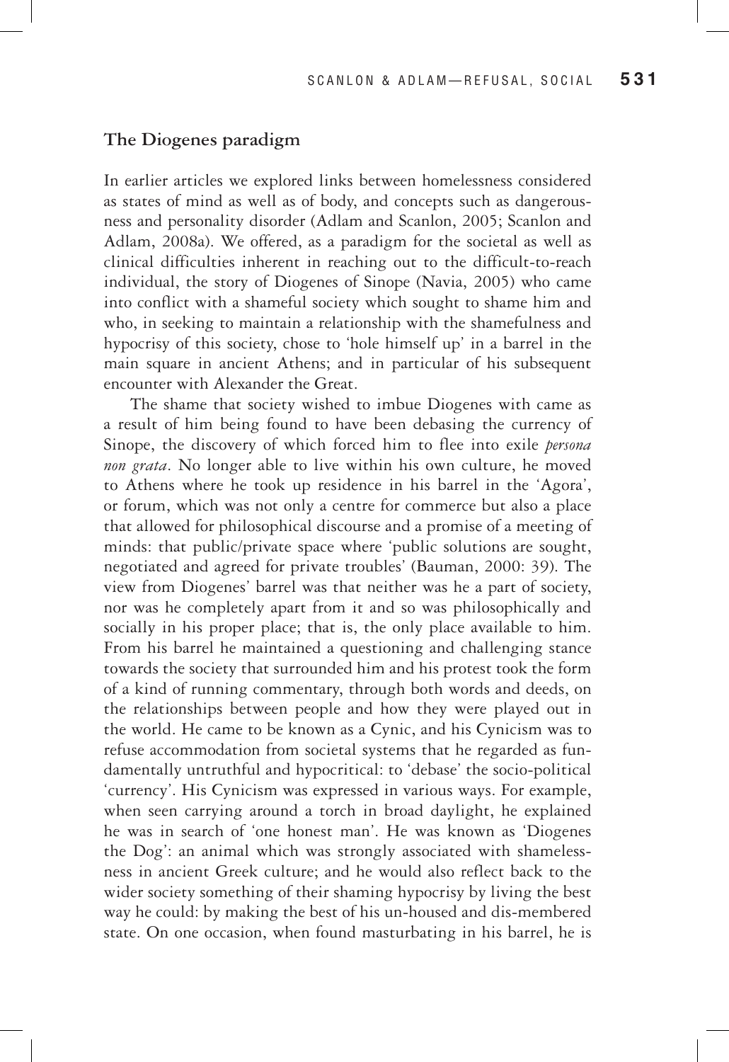## The Diogenes paradigm

In earlier articles we explored links between homelessness considered as states of mind as well as of body, and concepts such as dangerousness and personality disorder (Adlam and Scanlon, 2005; Scanlon and Adlam, 2008a). We offered, as a paradigm for the societal as well as clinical difficulties inherent in reaching out to the difficult-to-reach individual, the story of Diogenes of Sinope (Navia, 2005) who came into conflict with a shameful society which sought to shame him and who, in seeking to maintain a relationship with the shamefulness and hypocrisy of this society, chose to 'hole himself up' in a barrel in the main square in ancient Athens; and in particular of his subsequent encounter with Alexander the Great.

The shame that society wished to imbue Diogenes with came as a result of him being found to have been debasing the currency of Sinope, the discovery of which forced him to flee into exile *persona non grata*. No longer able to live within his own culture, he moved to Athens where he took up residence in his barrel in the 'Agora', or forum, which was not only a centre for commerce but also a place that allowed for philosophical discourse and a promise of a meeting of minds: that public/private space where 'public solutions are sought, negotiated and agreed for private troubles' (Bauman, 2000: 39). The view from Diogenes' barrel was that neither was he a part of society, nor was he completely apart from it and so was philosophically and socially in his proper place; that is, the only place available to him. From his barrel he maintained a questioning and challenging stance towards the society that surrounded him and his protest took the form of a kind of running commentary, through both words and deeds, on the relationships between people and how they were played out in the world. He came to be known as a Cynic, and his Cynicism was to refuse accommodation from societal systems that he regarded as fundamentally untruthful and hypocritical: to 'debase' the socio-political 'currency'. His Cynicism was expressed in various ways. For example, when seen carrying around a torch in broad daylight, he explained he was in search of 'one honest man'. He was known as 'Diogenes the Dog': an animal which was strongly associated with shamelessness in ancient Greek culture; and he would also reflect back to the wider society something of their shaming hypocrisy by living the best way he could: by making the best of his un-housed and dis-membered state. On one occasion, when found masturbating in his barrel, he is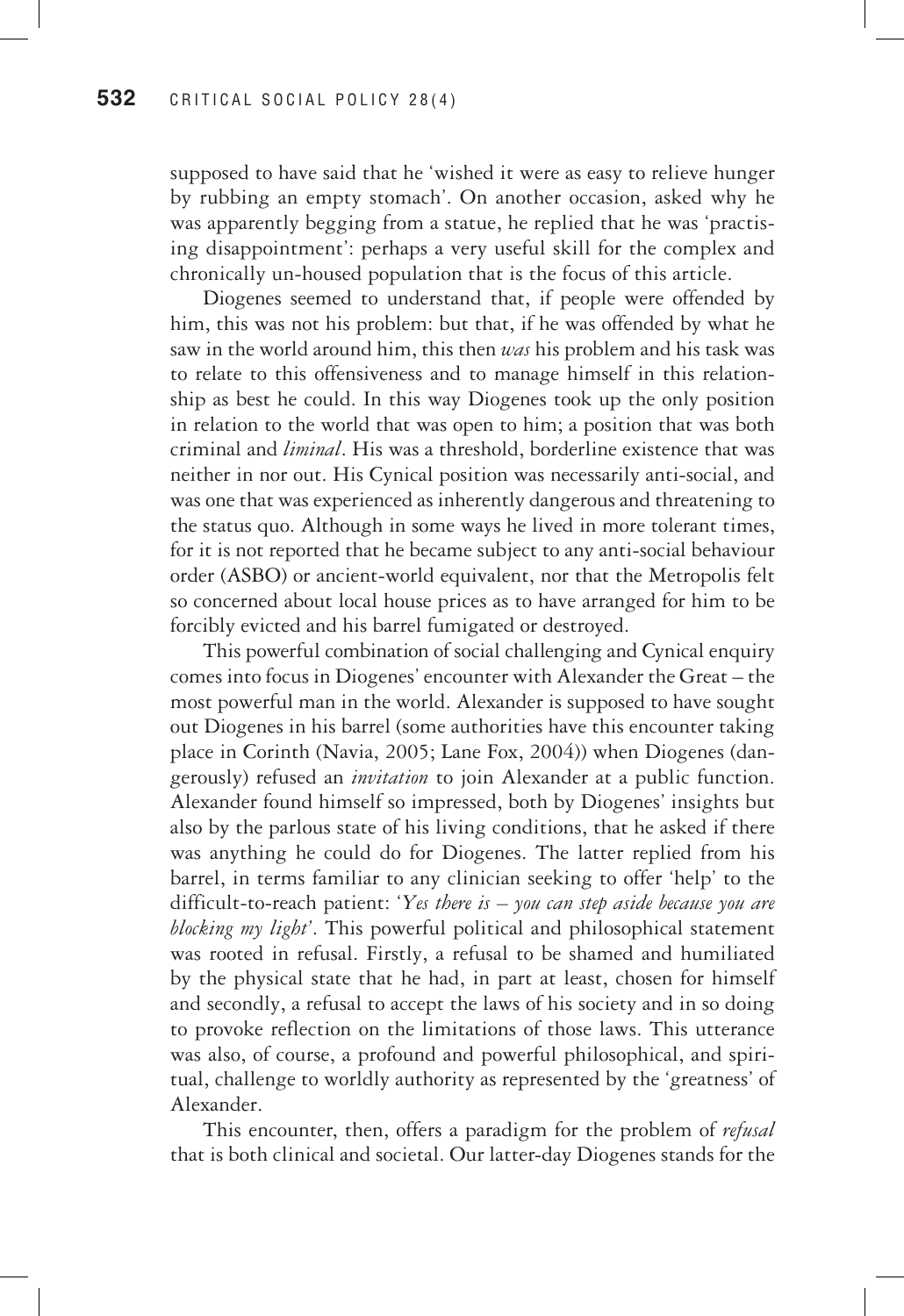supposed to have said that he 'wished it were as easy to relieve hunger by rubbing an empty stomach'. On another occasion, asked why he was apparently begging from a statue, he replied that he was 'practising disappointment': perhaps a very useful skill for the complex and chronically un-housed population that is the focus of this article.

Diogenes seemed to understand that, if people were offended by him, this was not his problem: but that, if he was offended by what he saw in the world around him, this then *was* his problem and his task was to relate to this offensiveness and to manage himself in this relationship as best he could. In this way Diogenes took up the only position in relation to the world that was open to him; a position that was both criminal and *liminal*. His was a threshold, borderline existence that was neither in nor out. His Cynical position was necessarily anti-social, and was one that was experienced as inherently dangerous and threatening to the status quo. Although in some ways he lived in more tolerant times, for it is not reported that he became subject to any anti-social behaviour order (ASBO) or ancient-world equivalent, nor that the Metropolis felt so concerned about local house prices as to have arranged for him to be forcibly evicted and his barrel fumigated or destroyed.

This powerful combination of social challenging and Cynical enquiry comes into focus in Diogenes' encounter with Alexander the Great – the most powerful man in the world. Alexander is supposed to have sought out Diogenes in his barrel (some authorities have this encounter taking place in Corinth (Navia, 2005; Lane Fox, 2004)) when Diogenes (dangerously) refused an *invitation* to join Alexander at a public function. Alexander found himself so impressed, both by Diogenes' insights but also by the parlous state of his living conditions, that he asked if there was anything he could do for Diogenes. The latter replied from his barrel, in terms familiar to any clinician seeking to offer 'help' to the difficult-to-reach patient: '*Yes there is – you can step aside because you are blocking my light*'. This powerful political and philosophical statement was rooted in refusal. Firstly, a refusal to be shamed and humiliated by the physical state that he had, in part at least, chosen for himself and secondly, a refusal to accept the laws of his society and in so doing to provoke reflection on the limitations of those laws. This utterance was also, of course, a profound and powerful philosophical, and spiritual, challenge to worldly authority as represented by the 'greatness' of Alexander.

This encounter, then, offers a paradigm for the problem of *refusal* that is both clinical and societal. Our latter-day Diogenes stands for the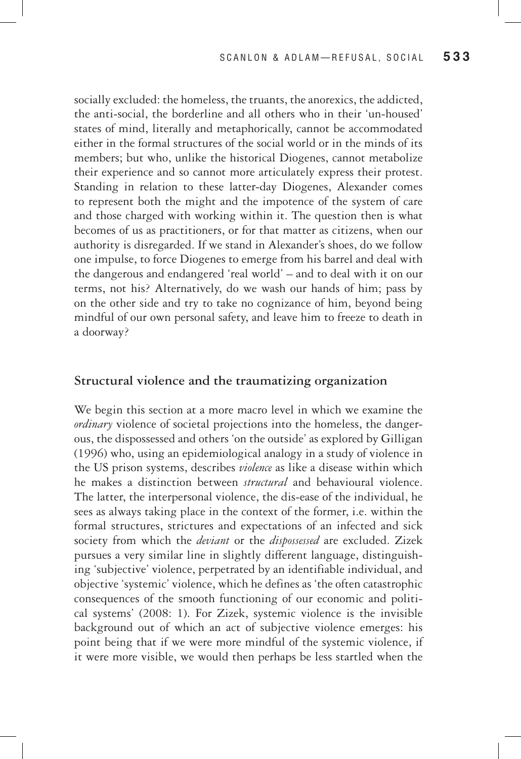socially excluded: the homeless, the truants, the anorexics, the addicted, the anti-social, the borderline and all others who in their 'un-housed' states of mind, literally and metaphorically, cannot be accommodated either in the formal structures of the social world or in the minds of its members; but who, unlike the historical Diogenes, cannot metabolize their experience and so cannot more articulately express their protest. Standing in relation to these latter-day Diogenes, Alexander comes to represent both the might and the impotence of the system of care and those charged with working within it. The question then is what becomes of us as practitioners, or for that matter as citizens, when our authority is disregarded. If we stand in Alexander's shoes, do we follow one impulse, to force Diogenes to emerge from his barrel and deal with the dangerous and endangered 'real world' – and to deal with it on our terms, not his? Alternatively, do we wash our hands of him; pass by on the other side and try to take no cognizance of him, beyond being mindful of our own personal safety, and leave him to freeze to death in a doorway?

## Structural violence and the traumatizing organization

We begin this section at a more macro level in which we examine the *ordinary* violence of societal projections into the homeless, the dangerous, the dispossessed and others 'on the outside' as explored by Gilligan (1996) who, using an epidemiological analogy in a study of violence in the US prison systems, describes *violence* as like a disease within which he makes a distinction between *structural* and behavioural violence. The latter, the interpersonal violence, the dis-ease of the individual, he sees as always taking place in the context of the former, i.e. within the formal structures, strictures and expectations of an infected and sick society from which the *deviant* or the *dispossessed* are excluded. Zizek pursues a very similar line in slightly different language, distinguishing 'subjective' violence, perpetrated by an identifiable individual, and objective 'systemic' violence, which he defines as 'the often catastrophic consequences of the smooth functioning of our economic and political systems' (2008: 1). For Zizek, systemic violence is the invisible background out of which an act of subjective violence emerges: his point being that if we were more mindful of the systemic violence, if it were more visible, we would then perhaps be less startled when the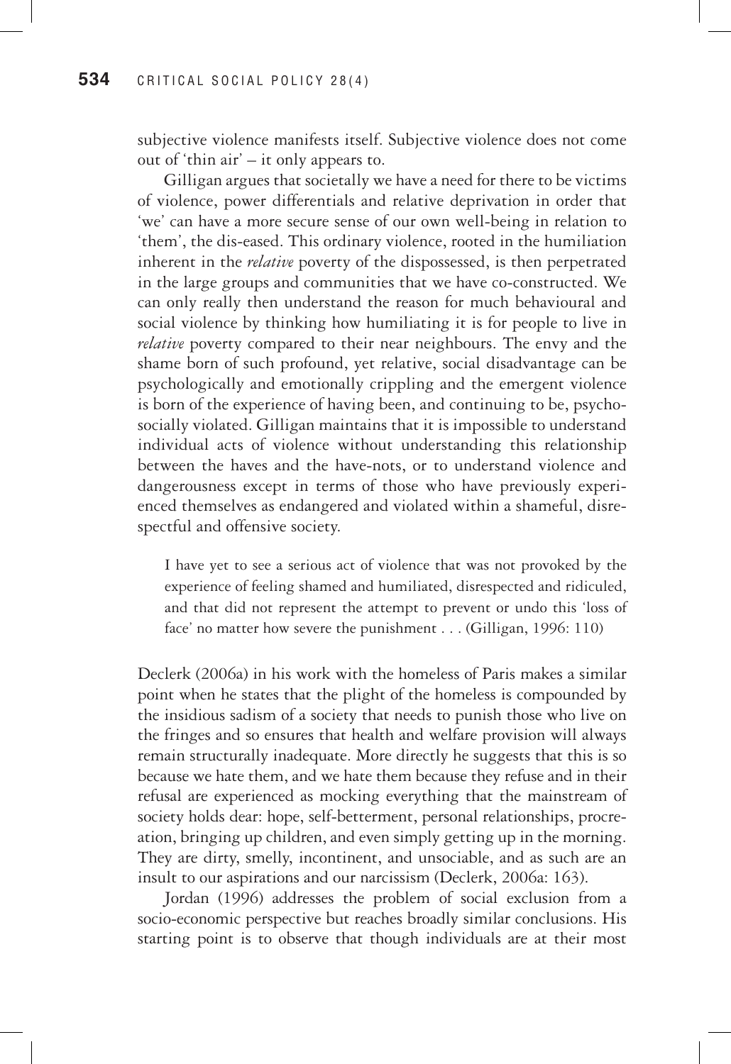subjective violence manifests itself. Subjective violence does not come out of 'thin air' – it only appears to.

Gilligan argues that societally we have a need for there to be victims of violence, power differentials and relative deprivation in order that 'we' can have a more secure sense of our own well-being in relation to 'them', the dis-eased. This ordinary violence, rooted in the humiliation inherent in the *relative* poverty of the dispossessed, is then perpetrated in the large groups and communities that we have co-constructed. We can only really then understand the reason for much behavioural and social violence by thinking how humiliating it is for people to live in *relative* poverty compared to their near neighbours. The envy and the shame born of such profound, yet relative, social disadvantage can be psychologically and emotionally crippling and the emergent violence is born of the experience of having been, and continuing to be, psychosocially violated. Gilligan maintains that it is impossible to understand individual acts of violence without understanding this relationship between the haves and the have-nots, or to understand violence and dangerousness except in terms of those who have previously experienced themselves as endangered and violated within a shameful, disrespectful and offensive society.

> I have yet to see a serious act of violence that was not provoked by the experience of feeling shamed and humiliated, disrespected and ridiculed, and that did not represent the attempt to prevent or undo this 'loss of face' no matter how severe the punishment . . . (Gilligan, 1996: 110)

Declerk (2006a) in his work with the homeless of Paris makes a similar point when he states that the plight of the homeless is compounded by the insidious sadism of a society that needs to punish those who live on the fringes and so ensures that health and welfare provision will always remain structurally inadequate. More directly he suggests that this is so because we hate them, and we hate them because they refuse and in their refusal are experienced as mocking everything that the mainstream of society holds dear: hope, self-betterment, personal relationships, procreation, bringing up children, and even simply getting up in the morning. They are dirty, smelly, incontinent, and unsociable, and as such are an insult to our aspirations and our narcissism (Declerk, 2006a: 163).

Jordan (1996) addresses the problem of social exclusion from a socio-economic perspective but reaches broadly similar conclusions. His starting point is to observe that though individuals are at their most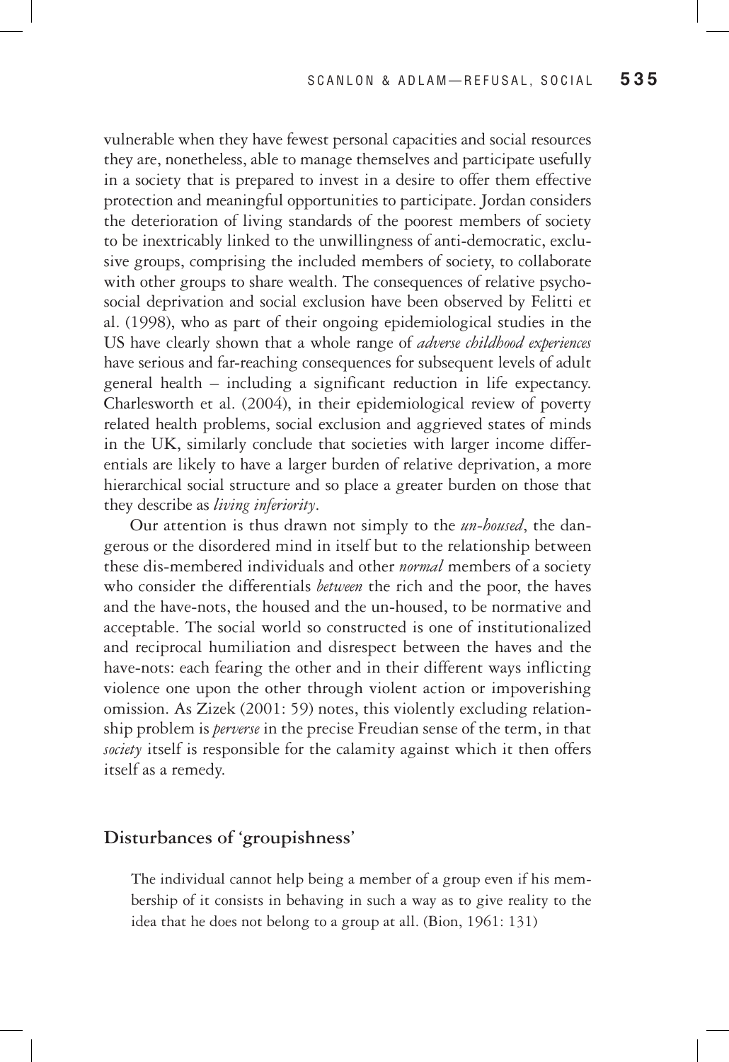vulnerable when they have fewest personal capacities and social resources they are, nonetheless, able to manage themselves and participate usefully in a society that is prepared to invest in a desire to offer them effective protection and meaningful opportunities to participate. Jordan considers the deterioration of living standards of the poorest members of society to be inextricably linked to the unwillingness of anti-democratic, exclusive groups, comprising the included members of society, to collaborate with other groups to share wealth. The consequences of relative psychosocial deprivation and social exclusion have been observed by Felitti et al. (1998), who as part of their ongoing epidemiological studies in the US have clearly shown that a whole range of *adverse childhood experiences* have serious and far-reaching consequences for subsequent levels of adult general health – including a significant reduction in life expectancy. Charlesworth et al. (2004), in their epidemiological review of poverty related health problems, social exclusion and aggrieved states of minds in the UK, similarly conclude that societies with larger income differentials are likely to have a larger burden of relative deprivation, a more hierarchical social structure and so place a greater burden on those that they describe as *living inferiority*.

Our attention is thus drawn not simply to the *un-housed*, the dangerous or the disordered mind in itself but to the relationship between these dis-membered individuals and other *normal* members of a society who consider the differentials *between* the rich and the poor, the haves and the have-nots, the housed and the un-housed, to be normative and acceptable. The social world so constructed is one of institutionalized and reciprocal humiliation and disrespect between the haves and the have-nots: each fearing the other and in their different ways inflicting violence one upon the other through violent action or impoverishing omission. As Zizek (2001: 59) notes, this violently excluding relationship problem is *perverse* in the precise Freudian sense of the term, in that *society* itself is responsible for the calamity against which it then offers itself as a remedy.

## Disturbances of 'groupishness'

> The individual cannot help being a member of a group even if his membership of it consists in behaving in such a way as to give reality to the idea that he does not belong to a group at all. (Bion, 1961: 131)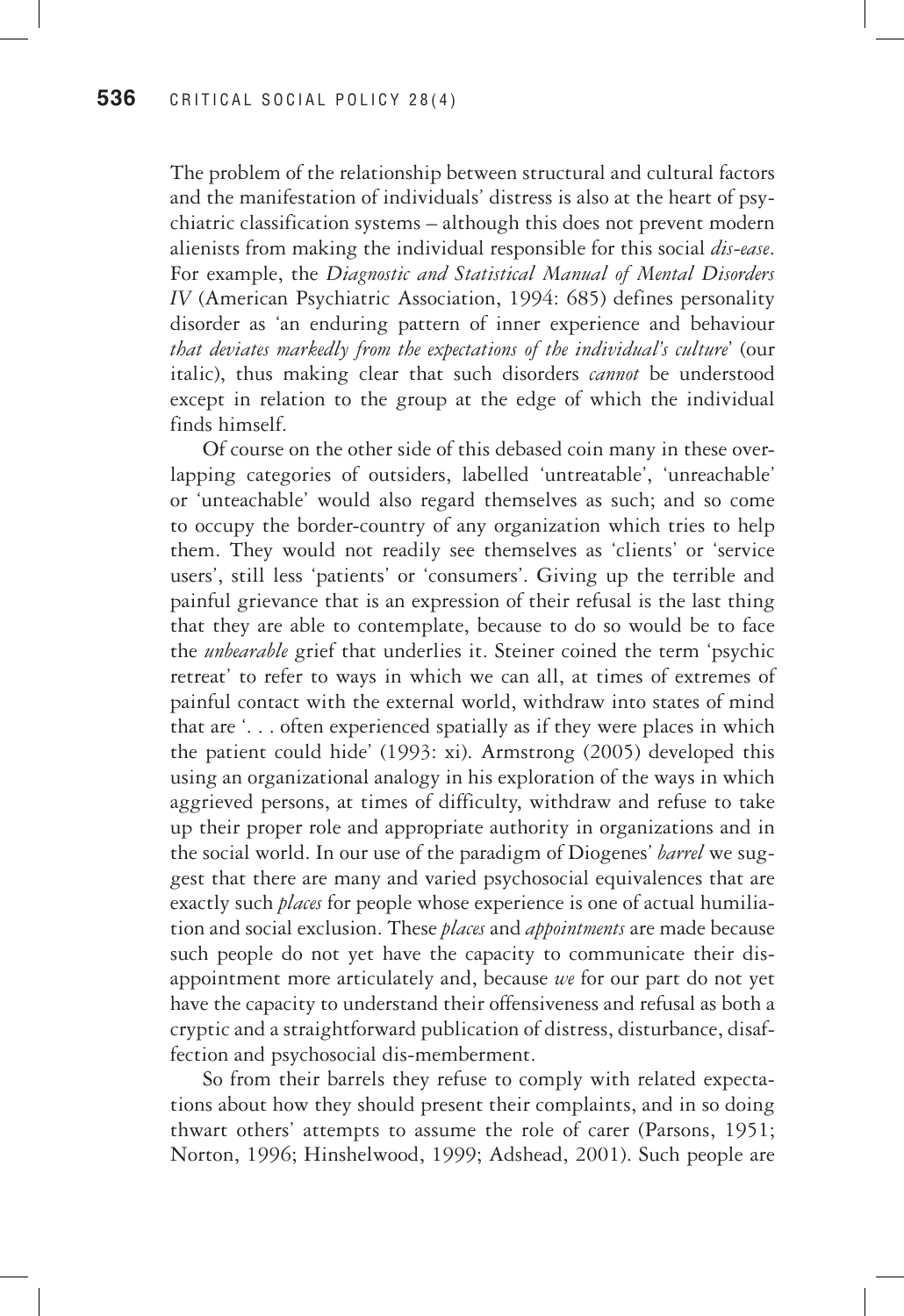The problem of the relationship between structural and cultural factors and the manifestation of individuals' distress is also at the heart of psychiatric classification systems – although this does not prevent modern alienists from making the individual responsible for this social *dis-ease*. For example, the *Diagnostic and Statistical Manual of Mental Disorders IV* (American Psychiatric Association, 1994: 685) defines personality disorder as 'an enduring pattern of inner experience and behaviour *that deviates markedly from the expectations of the individual's culture*' (our italic), thus making clear that such disorders *cannot* be understood except in relation to the group at the edge of which the individual finds himself.

Of course on the other side of this debased coin many in these overlapping categories of outsiders, labelled 'untreatable', 'unreachable' or 'unteachable' would also regard themselves as such; and so come to occupy the border-country of any organization which tries to help them. They would not readily see themselves as 'clients' or 'service users', still less 'patients' or 'consumers'. Giving up the terrible and painful grievance that is an expression of their refusal is the last thing that they are able to contemplate, because to do so would be to face the *unbearable* grief that underlies it. Steiner coined the term 'psychic retreat' to refer to ways in which we can all, at times of extremes of painful contact with the external world, withdraw into states of mind that are '. . . often experienced spatially as if they were places in which the patient could hide' (1993: xi). Armstrong (2005) developed this using an organizational analogy in his exploration of the ways in which aggrieved persons, at times of difficulty, withdraw and refuse to take up their proper role and appropriate authority in organizations and in the social world. In our use of the paradigm of Diogenes' *barrel* we suggest that there are many and varied psychosocial equivalences that are exactly such *places* for people whose experience is one of actual humiliation and social exclusion. These *places* and *appointments* are made because such people do not yet have the capacity to communicate their disappointment more articulately and, because *we* for our part do not yet have the capacity to understand their offensiveness and refusal as both a cryptic and a straightforward publication of distress, disturbance, disaffection and psychosocial dis-memberment.

So from their barrels they refuse to comply with related expectations about how they should present their complaints, and in so doing thwart others' attempts to assume the role of carer (Parsons, 1951; Norton, 1996; Hinshelwood, 1999; Adshead, 2001). Such people are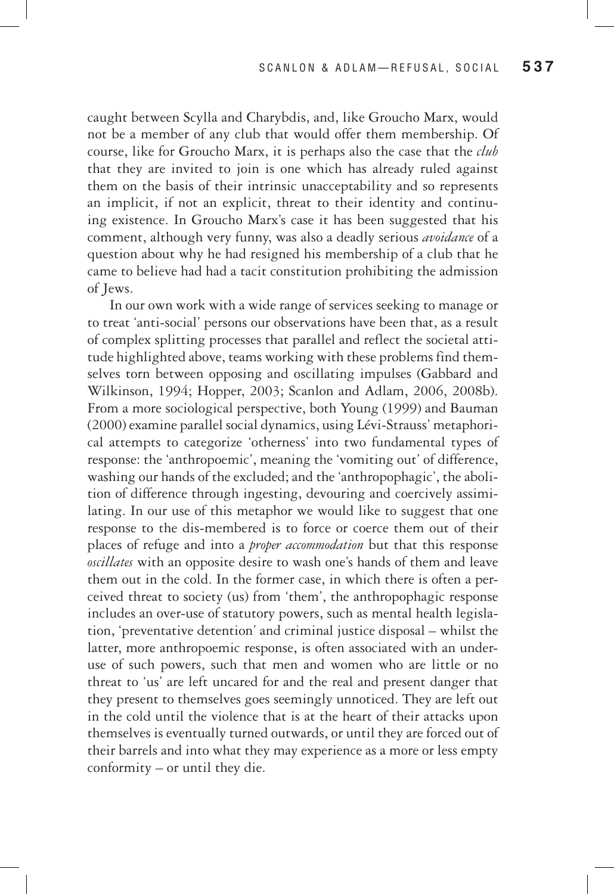caught between Scylla and Charybdis, and, like Groucho Marx, would not be a member of any club that would offer them membership. Of course, like for Groucho Marx, it is perhaps also the case that the *club* that they are invited to join is one which has already ruled against them on the basis of their intrinsic unacceptability and so represents an implicit, if not an explicit, threat to their identity and continuing existence. In Groucho Marx's case it has been suggested that his comment, although very funny, was also a deadly serious *avoidance* of a question about why he had resigned his membership of a club that he came to believe had had a tacit constitution prohibiting the admission of Jews.

In our own work with a wide range of services seeking to manage or to treat 'anti-social' persons our observations have been that, as a result of complex splitting processes that parallel and reflect the societal attitude highlighted above, teams working with these problems find themselves torn between opposing and oscillating impulses (Gabbard and Wilkinson, 1994; Hopper, 2003; Scanlon and Adlam, 2006, 2008b). From a more sociological perspective, both Young (1999) and Bauman (2000) examine parallel social dynamics, using Lévi-Strauss' metaphorical attempts to categorize 'otherness' into two fundamental types of response: the 'anthropoemic', meaning the 'vomiting out' of difference, washing our hands of the excluded; and the 'anthropophagic', the abolition of difference through ingesting, devouring and coercively assimilating. In our use of this metaphor we would like to suggest that one response to the dis-membered is to force or coerce them out of their places of refuge and into a *proper accommodation* but that this response *oscillates* with an opposite desire to wash one's hands of them and leave them out in the cold. In the former case, in which there is often a perceived threat to society (us) from 'them', the anthropophagic response includes an over-use of statutory powers, such as mental health legislation, 'preventative detention' and criminal justice disposal – whilst the latter, more anthropoemic response, is often associated with an under-use of such powers, such that men and women who are little or no threat to 'us' are left uncared for and the real and present danger that they present to themselves goes seemingly unnoticed. They are left out in the cold until the violence that is at the heart of their attacks upon themselves is eventually turned outwards, or until they are forced out of their barrels and into what they may experience as a more or less empty conformity – or until they die.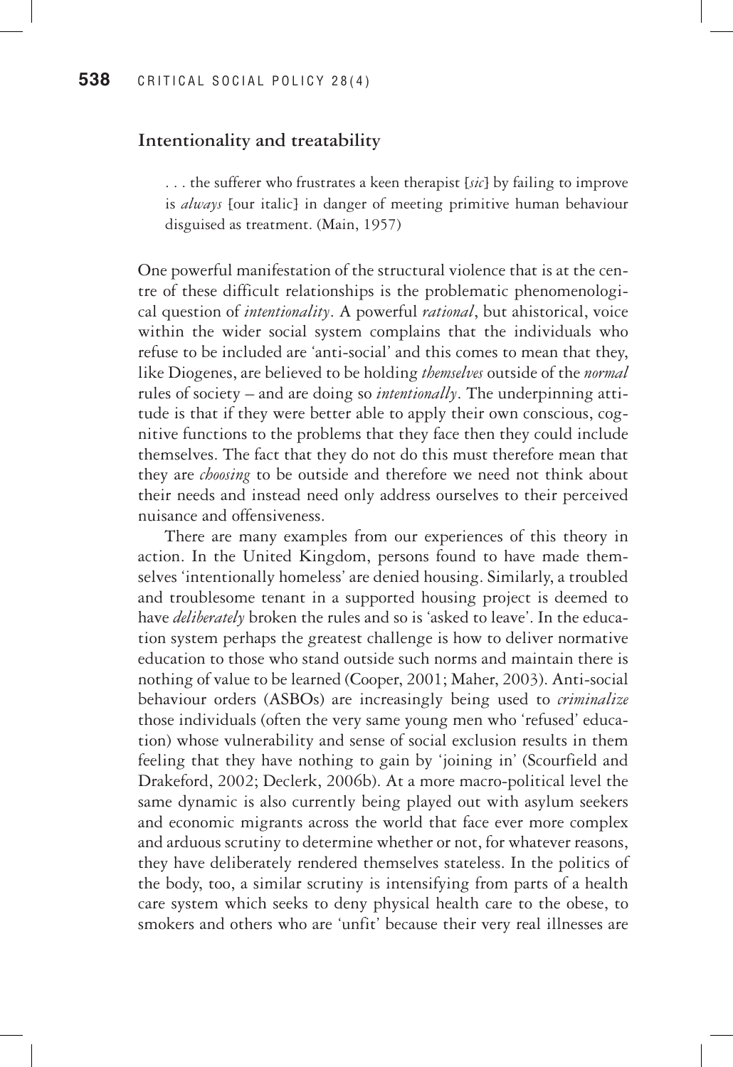## Intentionality and treatability

> . . . the sufferer who frustrates a keen therapist [*sic*] by failing to improve is *always* [our italic] in danger of meeting primitive human behaviour disguised as treatment. (Main, 1957)

One powerful manifestation of the structural violence that is at the centre of these difficult relationships is the problematic phenomenological question of *intentionality*. A powerful *rational*, but ahistorical, voice within the wider social system complains that the individuals who refuse to be included are 'anti-social' and this comes to mean that they, like Diogenes, are believed to be holding *themselves* outside of the *normal* rules of society – and are doing so *intentionally*. The underpinning attitude is that if they were better able to apply their own conscious, cognitive functions to the problems that they face then they could include themselves. The fact that they do not do this must therefore mean that they are *choosing* to be outside and therefore we need not think about their needs and instead need only address ourselves to their perceived nuisance and offensiveness.

There are many examples from our experiences of this theory in action. In the United Kingdom, persons found to have made themselves 'intentionally homeless' are denied housing. Similarly, a troubled and troublesome tenant in a supported housing project is deemed to have *deliberately* broken the rules and so is 'asked to leave'. In the education system perhaps the greatest challenge is how to deliver normative education to those who stand outside such norms and maintain there is nothing of value to be learned (Cooper, 2001; Maher, 2003). Anti-social behaviour orders (ASBOs) are increasingly being used to *criminalize* those individuals (often the very same young men who 'refused' education) whose vulnerability and sense of social exclusion results in them feeling that they have nothing to gain by 'joining in' (Scourfield and Drakeford, 2002; Declerk, 2006b). At a more macro-political level the same dynamic is also currently being played out with asylum seekers and economic migrants across the world that face ever more complex and arduous scrutiny to determine whether or not, for whatever reasons, they have deliberately rendered themselves stateless. In the politics of the body, too, a similar scrutiny is intensifying from parts of a health care system which seeks to deny physical health care to the obese, to smokers and others who are 'unfit' because their very real illnesses are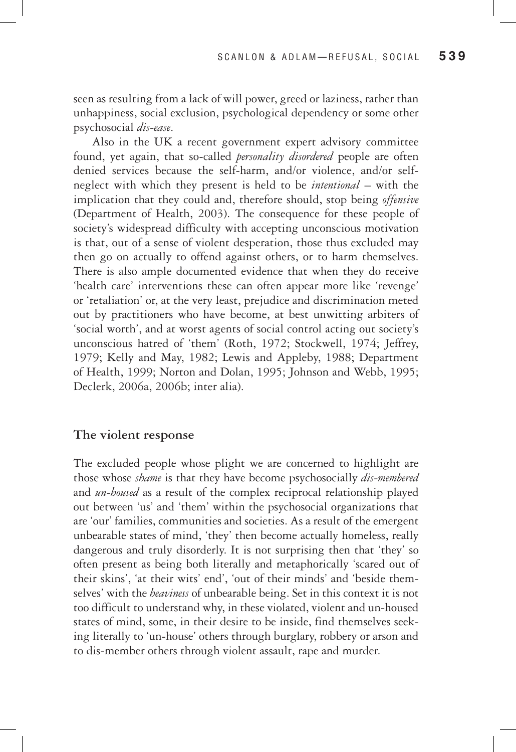seen as resulting from a lack of will power, greed or laziness, rather than unhappiness, social exclusion, psychological dependency or some other psychosocial *dis-ease*.

Also in the UK a recent government expert advisory committee found, yet again, that so-called *personality disordered* people are often denied services because the self-harm, and/or violence, and/or self-neglect with which they present is held to be *intentional* – with the implication that they could and, therefore should, stop being *offensive* (Department of Health, 2003). The consequence for these people of society's widespread difficulty with accepting unconscious motivation is that, out of a sense of violent desperation, those thus excluded may then go on actually to offend against others, or to harm themselves. There is also ample documented evidence that when they do receive 'health care' interventions these can often appear more like 'revenge' or 'retaliation' or, at the very least, prejudice and discrimination meted out by practitioners who have become, at best unwitting arbiters of 'social worth', and at worst agents of social control acting out society's unconscious hatred of 'them' (Roth, 1972; Stockwell, 1974; Jeffrey, 1979; Kelly and May, 1982; Lewis and Appleby, 1988; Department of Health, 1999; Norton and Dolan, 1995; Johnson and Webb, 1995; Declerk, 2006a, 2006b; inter alia).

## The violent response

The excluded people whose plight we are concerned to highlight are those whose *shame* is that they have become psychosocially *dis-membered* and *un-housed* as a result of the complex reciprocal relationship played out between 'us' and 'them' within the psychosocial organizations that are 'our' families, communities and societies. As a result of the emergent unbearable states of mind, 'they' then become actually homeless, really dangerous and truly disorderly. It is not surprising then that 'they' so often present as being both literally and metaphorically 'scared out of their skins', 'at their wits' end', 'out of their minds' and 'beside themselves' with the *heaviness* of unbearable being. Set in this context it is not too difficult to understand why, in these violated, violent and un-housed states of mind, some, in their desire to be inside, find themselves seeking literally to 'un-house' others through burglary, robbery or arson and to dis-member others through violent assault, rape and murder.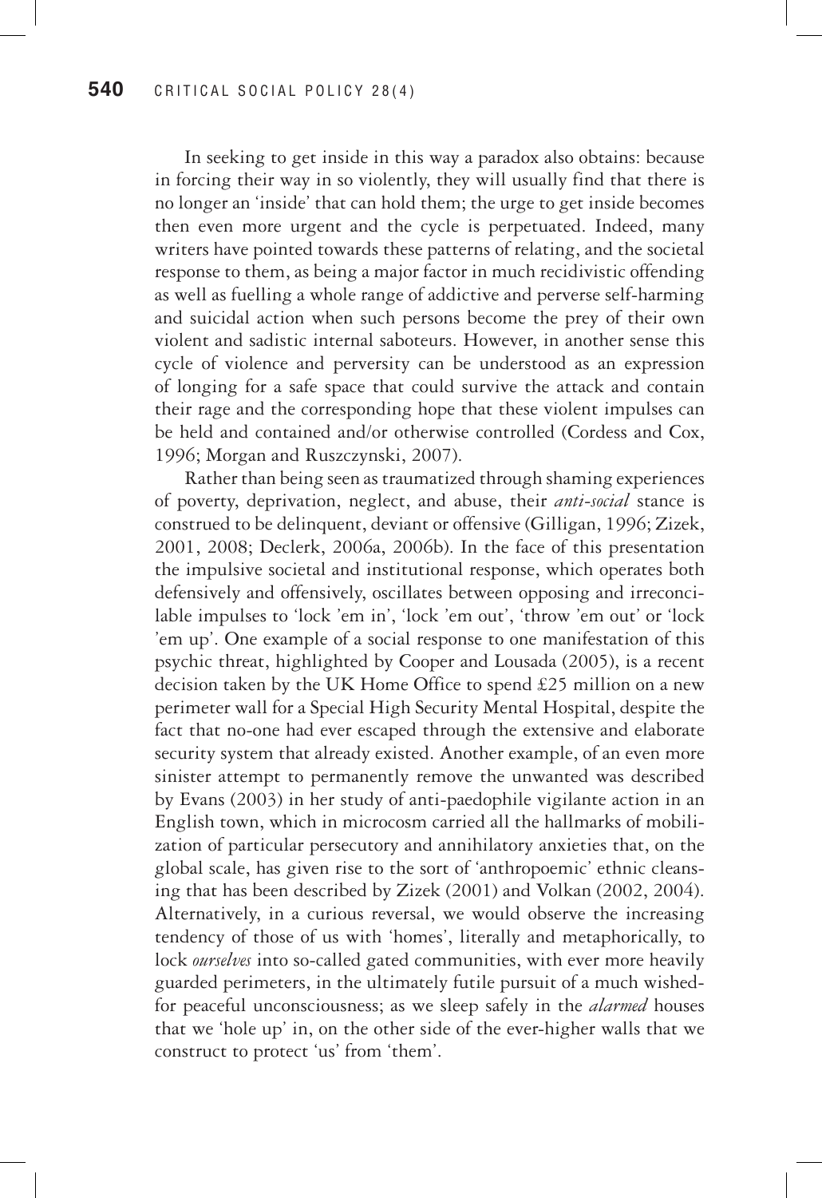In seeking to get inside in this way a paradox also obtains: because in forcing their way in so violently, they will usually find that there is no longer an 'inside' that can hold them; the urge to get inside becomes then even more urgent and the cycle is perpetuated. Indeed, many writers have pointed towards these patterns of relating, and the societal response to them, as being a major factor in much recidivistic offending as well as fuelling a whole range of addictive and perverse self-harming and suicidal action when such persons become the prey of their own violent and sadistic internal saboteurs. However, in another sense this cycle of violence and perversity can be understood as an expression of longing for a safe space that could survive the attack and contain their rage and the corresponding hope that these violent impulses can be held and contained and/or otherwise controlled (Cordess and Cox, 1996; Morgan and Ruszczynski, 2007).

Rather than being seen as traumatized through shaming experiences of poverty, deprivation, neglect, and abuse, their *anti-social* stance is construed to be delinquent, deviant or offensive (Gilligan, 1996; Zizek, 2001, 2008; Declerk, 2006a, 2006b). In the face of this presentation the impulsive societal and institutional response, which operates both defensively and offensively, oscillates between opposing and irreconcilable impulses to 'lock 'em in', 'lock 'em out', 'throw 'em out' or 'lock 'em up'. One example of a social response to one manifestation of this psychic threat, highlighted by Cooper and Lousada (2005), is a recent decision taken by the UK Home Office to spend £25 million on a new perimeter wall for a Special High Security Mental Hospital, despite the fact that no-one had ever escaped through the extensive and elaborate security system that already existed. Another example, of an even more sinister attempt to permanently remove the unwanted was described by Evans (2003) in her study of anti-paedophile vigilante action in an English town, which in microcosm carried all the hallmarks of mobilization of particular persecutory and annihilatory anxieties that, on the global scale, has given rise to the sort of 'anthropoemic' ethnic cleansing that has been described by Zizek (2001) and Volkan (2002, 2004). Alternatively, in a curious reversal, we would observe the increasing tendency of those of us with 'homes', literally and metaphorically, to lock *ourselves* into so-called gated communities, with ever more heavily guarded perimeters, in the ultimately futile pursuit of a much wished-for peaceful unconsciousness; as we sleep safely in the *alarmed* houses that we 'hole up' in, on the other side of the ever-higher walls that we construct to protect 'us' from 'them'.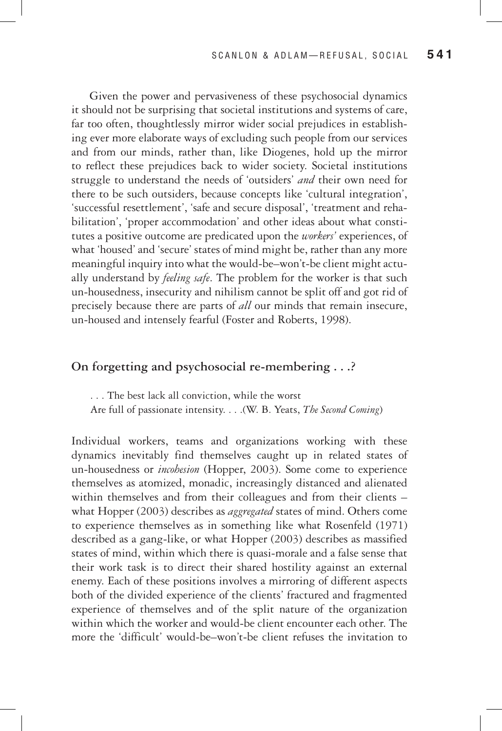Given the power and pervasiveness of these psychosocial dynamics it should not be surprising that societal institutions and systems of care, far too often, thoughtlessly mirror wider social prejudices in establishing ever more elaborate ways of excluding such people from our services and from our minds, rather than, like Diogenes, hold up the mirror to reflect these prejudices back to wider society. Societal institutions struggle to understand the needs of 'outsiders' *and* their own need for there to be such outsiders, because concepts like 'cultural integration', 'successful resettlement', 'safe and secure disposal', 'treatment and rehabilitation', 'proper accommodation' and other ideas about what constitutes a positive outcome are predicated upon the *workers'* experiences, of what 'housed' and 'secure' states of mind might be, rather than any more meaningful inquiry into what the would-be–won't-be client might actually understand by *feeling safe*. The problem for the worker is that such un-housedness, insecurity and nihilism cannot be split off and got rid of precisely because there are parts of *all* our minds that remain insecure, un-housed and intensely fearful (Foster and Roberts, 1998).

## On forgetting and psychosocial re-membering . . .?

> . . . The best lack all conviction, while the worst
> Are full of passionate intensity. . . .(W. B. Yeats, *The Second Coming*)

Individual workers, teams and organizations working with these dynamics inevitably find themselves caught up in related states of un-housedness or *incohesion* (Hopper, 2003). Some come to experience themselves as atomized, monadic, increasingly distanced and alienated within themselves and from their colleagues and from their clients – what Hopper (2003) describes as *aggregated* states of mind. Others come to experience themselves as in something like what Rosenfeld (1971) described as a gang-like, or what Hopper (2003) describes as massified states of mind, within which there is quasi-morale and a false sense that their work task is to direct their shared hostility against an external enemy. Each of these positions involves a mirroring of different aspects both of the divided experience of the clients' fractured and fragmented experience of themselves and of the split nature of the organization within which the worker and would-be client encounter each other. The more the 'difficult' would-be–won't-be client refuses the invitation to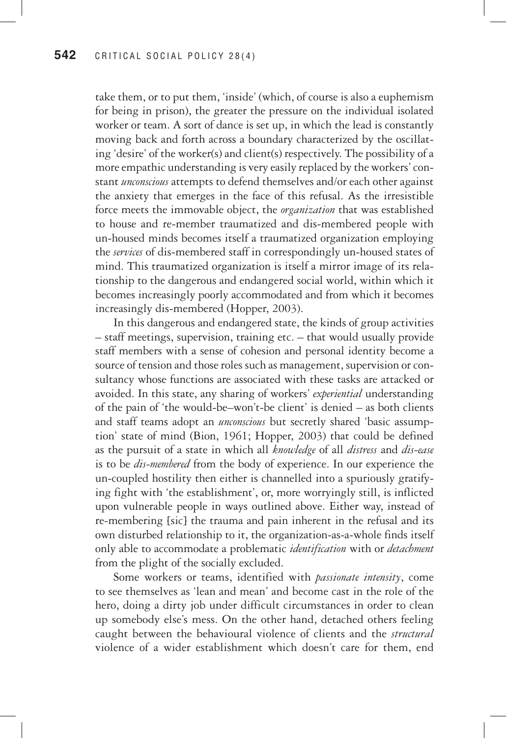take them, or to put them, 'inside' (which, of course is also a euphemism for being in prison), the greater the pressure on the individual isolated worker or team. A sort of dance is set up, in which the lead is constantly moving back and forth across a boundary characterized by the oscillating 'desire' of the worker(s) and client(s) respectively. The possibility of a more empathic understanding is very easily replaced by the workers' constant *unconscious* attempts to defend themselves and/or each other against the anxiety that emerges in the face of this refusal. As the irresistible force meets the immovable object, the *organization* that was established to house and re-member traumatized and dis-membered people with un-housed minds becomes itself a traumatized organization employing the *services* of dis-membered staff in correspondingly un-housed states of mind. This traumatized organization is itself a mirror image of its relationship to the dangerous and endangered social world, within which it becomes increasingly poorly accommodated and from which it becomes increasingly dis-membered (Hopper, 2003).

In this dangerous and endangered state, the kinds of group activities – staff meetings, supervision, training etc. – that would usually provide staff members with a sense of cohesion and personal identity become a source of tension and those roles such as management, supervision or consultancy whose functions are associated with these tasks are attacked or avoided. In this state, any sharing of workers' *experiential* understanding of the pain of 'the would-be–won't-be client' is denied – as both clients and staff teams adopt an *unconscious* but secretly shared 'basic assumption' state of mind (Bion, 1961; Hopper, 2003) that could be defined as the pursuit of a state in which all *knowledge* of all *distress* and *dis-ease* is to be *dis-membered* from the body of experience. In our experience the un-coupled hostility then either is channelled into a spuriously gratifying fight with 'the establishment', or, more worryingly still, is inflicted upon vulnerable people in ways outlined above. Either way, instead of re-membering [sic] the trauma and pain inherent in the refusal and its own disturbed relationship to it, the organization-as-a-whole finds itself only able to accommodate a problematic *identification* with or *detachment* from the plight of the socially excluded.

Some workers or teams, identified with *passionate intensity*, come to see themselves as 'lean and mean' and become cast in the role of the hero, doing a dirty job under difficult circumstances in order to clean up somebody else's mess. On the other hand, detached others feeling caught between the behavioural violence of clients and the *structural* violence of a wider establishment which doesn't care for them, end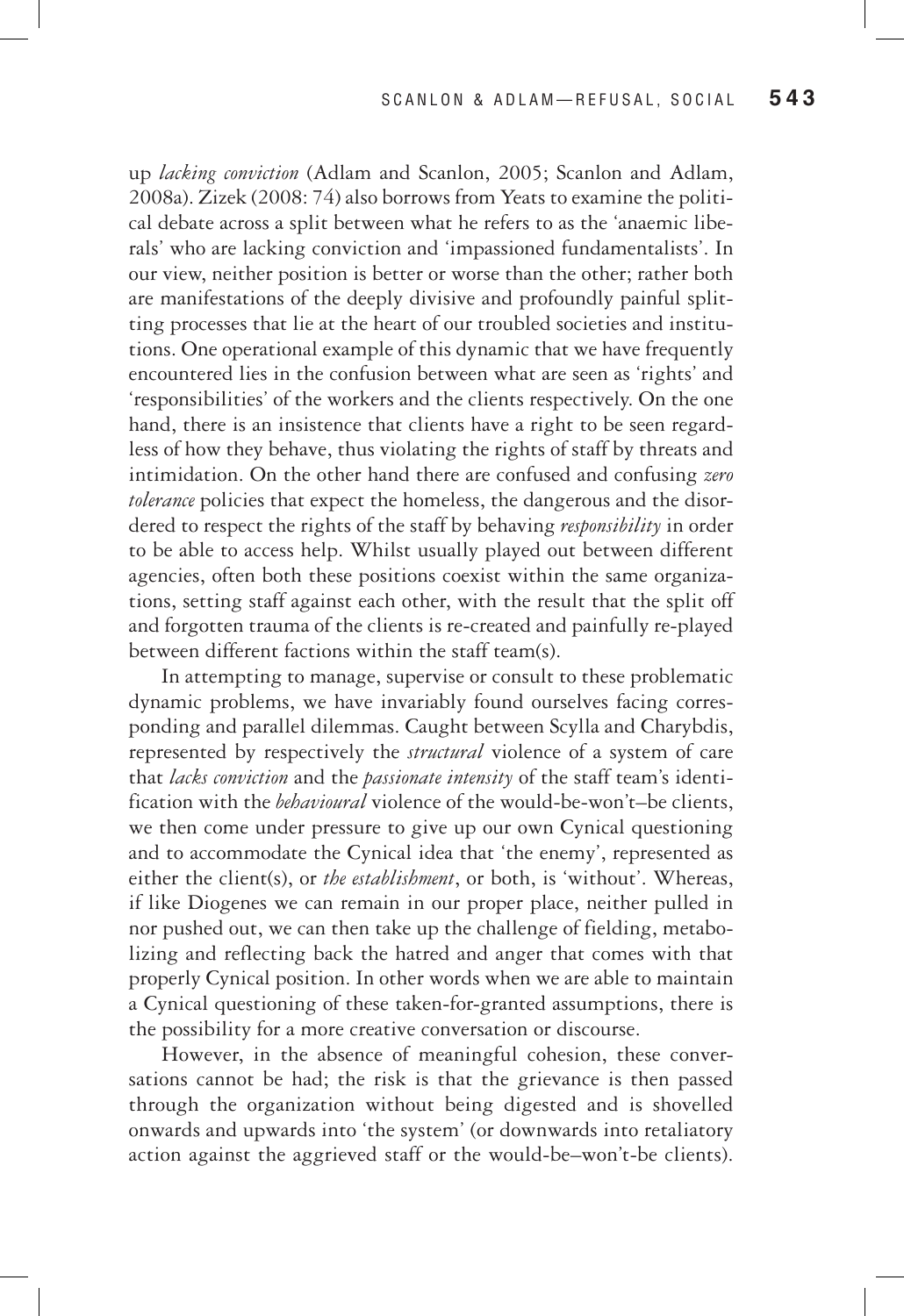up *lacking conviction* (Adlam and Scanlon, 2005; Scanlon and Adlam, 2008a). Zizek (2008: 74) also borrows from Yeats to examine the political debate across a split between what he refers to as the 'anaemic liberals' who are lacking conviction and 'impassioned fundamentalists'. In our view, neither position is better or worse than the other; rather both are manifestations of the deeply divisive and profoundly painful splitting processes that lie at the heart of our troubled societies and institutions. One operational example of this dynamic that we have frequently encountered lies in the confusion between what are seen as 'rights' and 'responsibilities' of the workers and the clients respectively. On the one hand, there is an insistence that clients have a right to be seen regardless of how they behave, thus violating the rights of staff by threats and intimidation. On the other hand there are confused and confusing *zero tolerance* policies that expect the homeless, the dangerous and the disordered to respect the rights of the staff by behaving *responsibility* in order to be able to access help. Whilst usually played out between different agencies, often both these positions coexist within the same organizations, setting staff against each other, with the result that the split off and forgotten trauma of the clients is re-created and painfully re-played between different factions within the staff team(s).

In attempting to manage, supervise or consult to these problematic dynamic problems, we have invariably found ourselves facing corresponding and parallel dilemmas. Caught between Scylla and Charybdis, represented by respectively the *structural* violence of a system of care that *lacks conviction* and the *passionate intensity* of the staff team's identification with the *behavioural* violence of the would-be-won't–be clients, we then come under pressure to give up our own Cynical questioning and to accommodate the Cynical idea that 'the enemy', represented as either the client(s), or *the establishment*, or both, is 'without'. Whereas, if like Diogenes we can remain in our proper place, neither pulled in nor pushed out, we can then take up the challenge of fielding, metabolizing and reflecting back the hatred and anger that comes with that properly Cynical position. In other words when we are able to maintain a Cynical questioning of these taken-for-granted assumptions, there is the possibility for a more creative conversation or discourse.

However, in the absence of meaningful cohesion, these conversations cannot be had; the risk is that the grievance is then passed through the organization without being digested and is shovelled onwards and upwards into 'the system' (or downwards into retaliatory action against the aggrieved staff or the would-be–won't-be clients).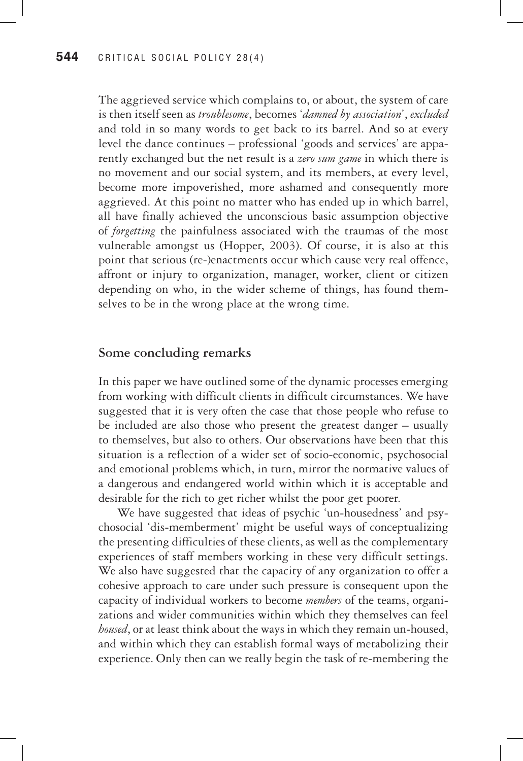The aggrieved service which complains to, or about, the system of care is then itself seen as *troublesome*, becomes '*damned by association*', *excluded* and told in so many words to get back to its barrel. And so at every level the dance continues – professional 'goods and services' are apparently exchanged but the net result is a *zero sum game* in which there is no movement and our social system, and its members, at every level, become more impoverished, more ashamed and consequently more aggrieved. At this point no matter who has ended up in which barrel, all have finally achieved the unconscious basic assumption objective of *forgetting* the painfulness associated with the traumas of the most vulnerable amongst us (Hopper, 2003). Of course, it is also at this point that serious (re-)enactments occur which cause very real offence, affront or injury to organization, manager, worker, client or citizen depending on who, in the wider scheme of things, has found themselves to be in the wrong place at the wrong time.

## Some concluding remarks

In this paper we have outlined some of the dynamic processes emerging from working with difficult clients in difficult circumstances. We have suggested that it is very often the case that those people who refuse to be included are also those who present the greatest danger – usually to themselves, but also to others. Our observations have been that this situation is a reflection of a wider set of socio-economic, psychosocial and emotional problems which, in turn, mirror the normative values of a dangerous and endangered world within which it is acceptable and desirable for the rich to get richer whilst the poor get poorer.

We have suggested that ideas of psychic 'un-housedness' and psychosocial 'dis-memberment' might be useful ways of conceptualizing the presenting difficulties of these clients, as well as the complementary experiences of staff members working in these very difficult settings. We also have suggested that the capacity of any organization to offer a cohesive approach to care under such pressure is consequent upon the capacity of individual workers to become *members* of the teams, organizations and wider communities within which they themselves can feel *housed*, or at least think about the ways in which they remain un-housed, and within which they can establish formal ways of metabolizing their experience. Only then can we really begin the task of re-membering the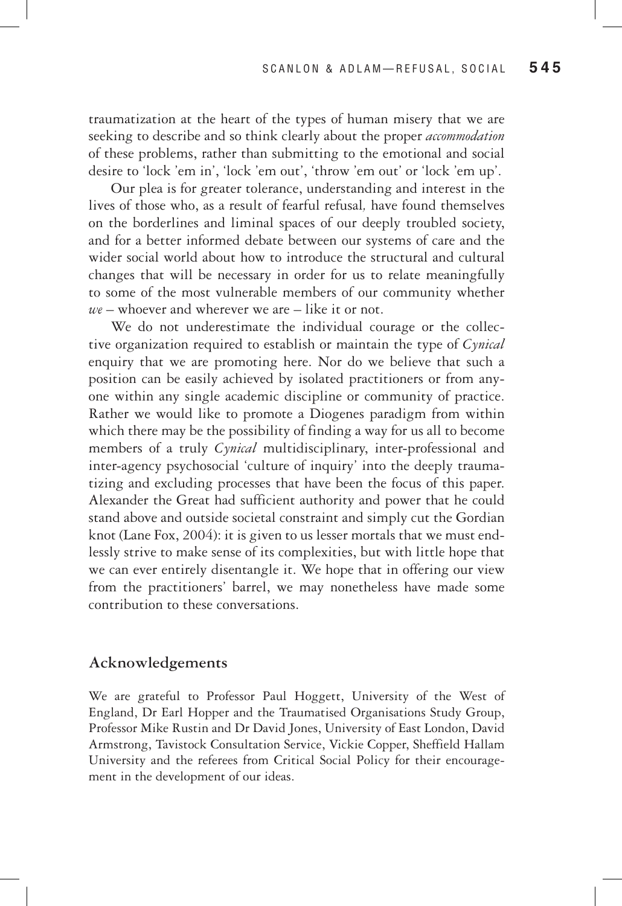traumatization at the heart of the types of human misery that we are seeking to describe and so think clearly about the proper *accommodation* of these problems, rather than submitting to the emotional and social desire to 'lock 'em in', 'lock 'em out', 'throw 'em out' or 'lock 'em up'.

Our plea is for greater tolerance, understanding and interest in the lives of those who, as a result of fearful refusal*,* have found themselves on the borderlines and liminal spaces of our deeply troubled society, and for a better informed debate between our systems of care and the wider social world about how to introduce the structural and cultural changes that will be necessary in order for us to relate meaningfully to some of the most vulnerable members of our community whether *we* – whoever and wherever we are – like it or not.

We do not underestimate the individual courage or the collective organization required to establish or maintain the type of *Cynical* enquiry that we are promoting here. Nor do we believe that such a position can be easily achieved by isolated practitioners or from anyone within any single academic discipline or community of practice. Rather we would like to promote a Diogenes paradigm from within which there may be the possibility of finding a way for us all to become members of a truly *Cynical* multidisciplinary, inter-professional and inter-agency psychosocial 'culture of inquiry' into the deeply traumatizing and excluding processes that have been the focus of this paper. Alexander the Great had sufficient authority and power that he could stand above and outside societal constraint and simply cut the Gordian knot (Lane Fox, 2004): it is given to us lesser mortals that we must endlessly strive to make sense of its complexities, but with little hope that we can ever entirely disentangle it. We hope that in offering our view from the practitioners' barrel, we may nonetheless have made some contribution to these conversations.

## Acknowledgements

We are grateful to Professor Paul Hoggett, University of the West of England, Dr Earl Hopper and the Traumatised Organisations Study Group, Professor Mike Rustin and Dr David Jones, University of East London, David Armstrong, Tavistock Consultation Service, Vickie Copper, Sheffield Hallam University and the referees from Critical Social Policy for their encouragement in the development of our ideas.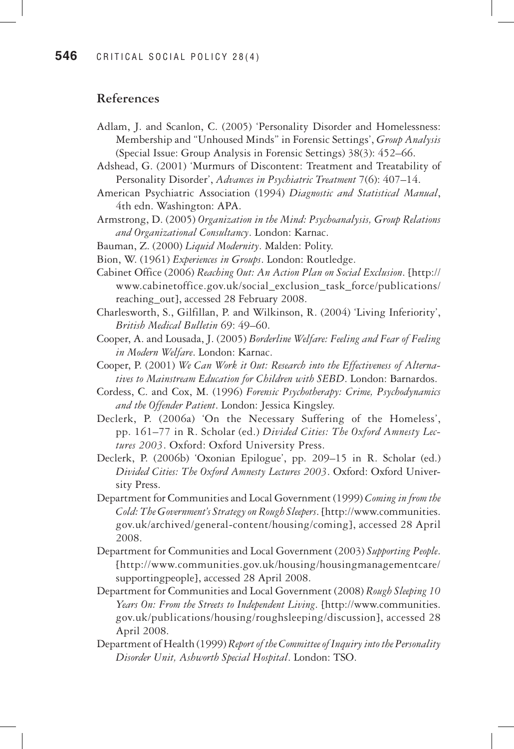## References

Adlam, J. and Scanlon, C. (2005) 'Personality Disorder and Homelessness: Membership and "Unhoused Minds" in Forensic Settings', *Group Analysis* (Special Issue: Group Analysis in Forensic Settings) 38(3): 452–66.

Adshead, G. (2001) 'Murmurs of Discontent: Treatment and Treatability of Personality Disorder', *Advances in Psychiatric Treatment* 7(6): 407–14.

American Psychiatric Association (1994) *Diagnostic and Statistical Manual*, 4th edn. Washington: APA.

Armstrong, D. (2005) *Organization in the Mind: Psychoanalysis, Group Relations and Organizational Consultancy*. London: Karnac.

Bauman, Z. (2000) *Liquid Modernity*. Malden: Polity.

Bion, W. (1961) *Experiences in Groups*. London: Routledge.

Cabinet Office (2006) *Reaching Out: An Action Plan on Social Exclusion*. [http://www.cabinetoffice.gov.uk/social_exclusion_task_force/publications/reaching_out], accessed 28 February 2008.

Charlesworth, S., Gilfillan, P. and Wilkinson, R. (2004) 'Living Inferiority', *British Medical Bulletin* 69: 49–60.

Cooper, A. and Lousada, J. (2005) *Borderline Welfare: Feeling and Fear of Feeling in Modern Welfare*. London: Karnac.

Cooper, P. (2001) *We Can Work it Out: Research into the Effectiveness of Alternatives to Mainstream Education for Children with SEBD*. London: Barnardos.

Cordess, C. and Cox, M. (1996) *Forensic Psychotherapy: Crime, Psychodynamics and the Offender Patient*. London: Jessica Kingsley.

Declerk, P. (2006a) 'On the Necessary Suffering of the Homeless', pp. 161–77 in R. Scholar (ed.) *Divided Cities: The Oxford Amnesty Lectures 2003*. Oxford: Oxford University Press.

Declerk, P. (2006b) 'Oxonian Epilogue', pp. 209–15 in R. Scholar (ed.) *Divided Cities: The Oxford Amnesty Lectures 2003*. Oxford: Oxford University Press.

Department for Communities and Local Government (1999) *Coming in from the Cold: The Government's Strategy on Rough Sleepers*. [http://www.communities.gov.uk/archived/general-content/housing/coming], accessed 28 April 2008.

Department for Communities and Local Government (2003) *Supporting People*. [http://www.communities.gov.uk/housing/housingmanagementcare/supportingpeople], accessed 28 April 2008.

Department for Communities and Local Government (2008) *Rough Sleeping 10 Years On: From the Streets to Independent Living*. [http://www.communities.gov.uk/publications/housing/roughsleeping/discussion], accessed 28 April 2008.

Department of Health (1999) *Report of the Committee of Inquiry into the Personality Disorder Unit, Ashworth Special Hospital*. London: TSO.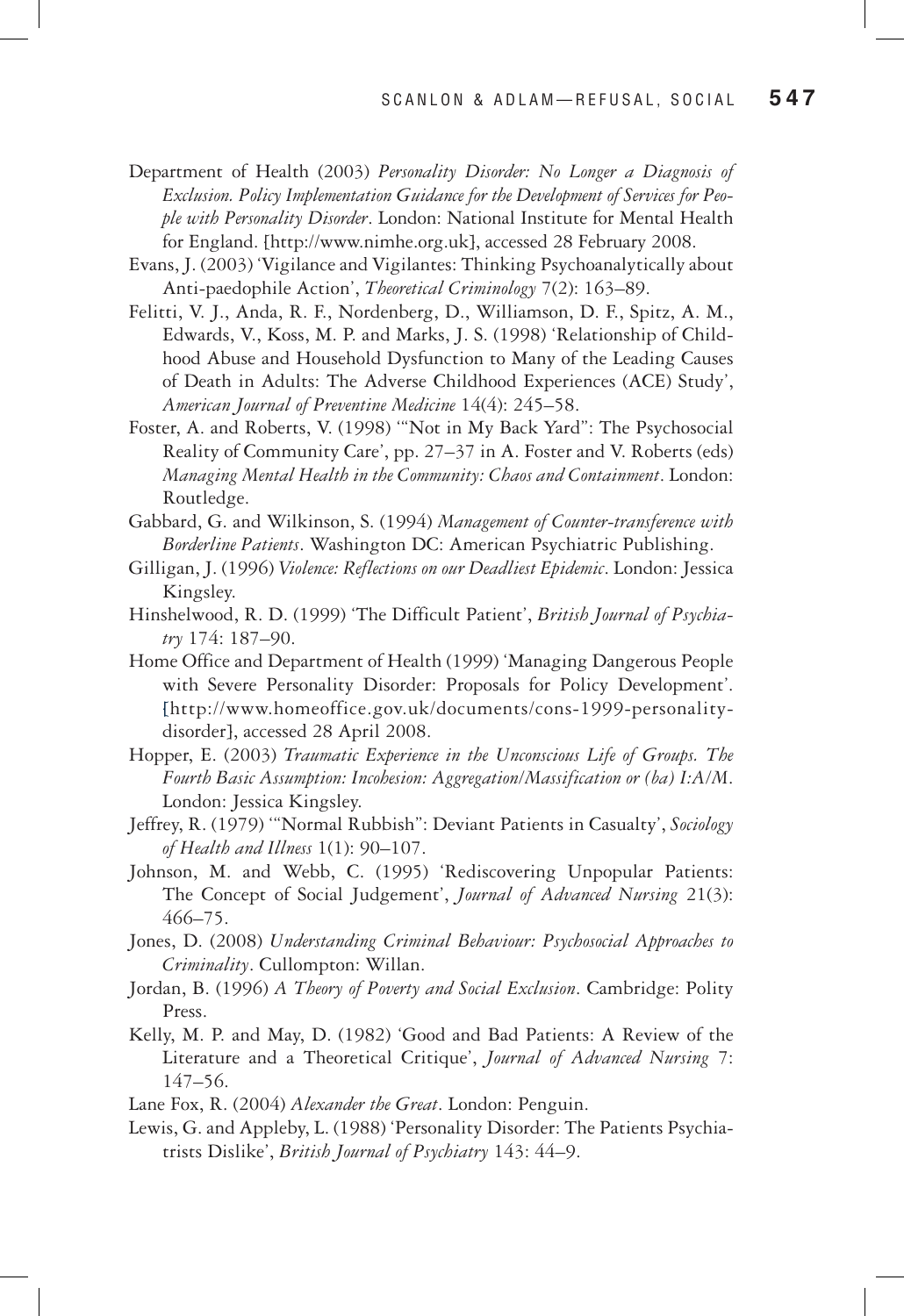Department of Health (2003) *Personality Disorder: No Longer a Diagnosis of Exclusion. Policy Implementation Guidance for the Development of Services for People with Personality Disorder*. London: National Institute for Mental Health for England. [http://www.nimhe.org.uk], accessed 28 February 2008.

Evans, J. (2003) 'Vigilance and Vigilantes: Thinking Psychoanalytically about Anti-paedophile Action', *Theoretical Criminology* 7(2): 163–89.

Felitti, V. J., Anda, R. F., Nordenberg, D., Williamson, D. F., Spitz, A. M., Edwards, V., Koss, M. P. and Marks, J. S. (1998) 'Relationship of Childhood Abuse and Household Dysfunction to Many of the Leading Causes of Death in Adults: The Adverse Childhood Experiences (ACE) Study', *American Journal of Preventine Medicine* 14(4): 245–58.

Foster, A. and Roberts, V. (1998) '"Not in My Back Yard": The Psychosocial Reality of Community Care', pp. 27–37 in A. Foster and V. Roberts (eds) *Managing Mental Health in the Community: Chaos and Containment*. London: Routledge.

Gabbard, G. and Wilkinson, S. (1994) *Management of Counter-transference with Borderline Patients*. Washington DC: American Psychiatric Publishing.

Gilligan, J. (1996) *Violence: Reflections on our Deadliest Epidemic*. London: Jessica Kingsley.

Hinshelwood, R. D. (1999) 'The Difficult Patient', *British Journal of Psychiatry* 174: 187–90.

Home Office and Department of Health (1999) 'Managing Dangerous People with Severe Personality Disorder: Proposals for Policy Development'. [http://www.homeoffice.gov.uk/documents/cons-1999-personality-disorder], accessed 28 April 2008.

Hopper, E. (2003) *Traumatic Experience in the Unconscious Life of Groups. The Fourth Basic Assumption: Incohesion: Aggregation/Massification or (ba) I:A/M*. London: Jessica Kingsley.

Jeffrey, R. (1979) '"Normal Rubbish": Deviant Patients in Casualty', *Sociology of Health and Illness* 1(1): 90–107.

Johnson, M. and Webb, C. (1995) 'Rediscovering Unpopular Patients: The Concept of Social Judgement', *Journal of Advanced Nursing* 21(3): 466–75.

Jones, D. (2008) *Understanding Criminal Behaviour: Psychosocial Approaches to Criminality*. Cullompton: Willan.

Jordan, B. (1996) *A Theory of Poverty and Social Exclusion*. Cambridge: Polity Press.

Kelly, M. P. and May, D. (1982) 'Good and Bad Patients: A Review of the Literature and a Theoretical Critique', *Journal of Advanced Nursing* 7: 147–56.

Lane Fox, R. (2004) *Alexander the Great*. London: Penguin.

Lewis, G. and Appleby, L. (1988) 'Personality Disorder: The Patients Psychiatrists Dislike', *British Journal of Psychiatry* 143: 44–9.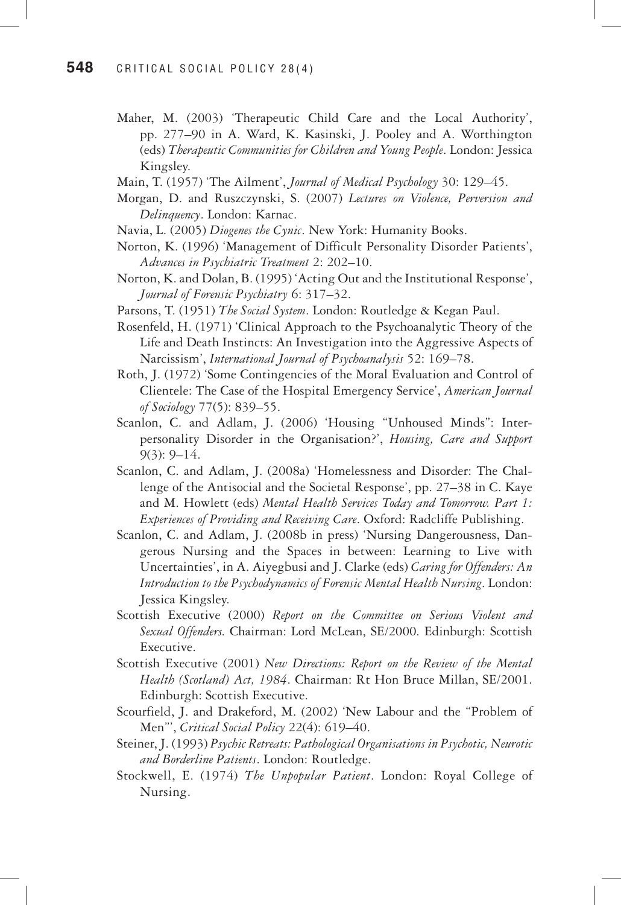Maher, M. (2003) 'Therapeutic Child Care and the Local Authority', pp. 277–90 in A. Ward, K. Kasinski, J. Pooley and A. Worthington (eds) *Therapeutic Communities for Children and Young People*. London: Jessica Kingsley.

Main, T. (1957) 'The Ailment', *Journal of Medical Psychology* 30: 129–45.

Morgan, D. and Ruszczynski, S. (2007) *Lectures on Violence, Perversion and Delinquency*. London: Karnac.

Navia, L. (2005) *Diogenes the Cynic*. New York: Humanity Books.

Norton, K. (1996) 'Management of Difficult Personality Disorder Patients', *Advances in Psychiatric Treatment* 2: 202–10.

Norton, K. and Dolan, B. (1995) 'Acting Out and the Institutional Response', *Journal of Forensic Psychiatry* 6: 317–32.

Parsons, T. (1951) *The Social System*. London: Routledge & Kegan Paul.

Rosenfeld, H. (1971) 'Clinical Approach to the Psychoanalytic Theory of the Life and Death Instincts: An Investigation into the Aggressive Aspects of Narcissism', *International Journal of Psychoanalysis* 52: 169–78.

Roth, J. (1972) 'Some Contingencies of the Moral Evaluation and Control of Clientele: The Case of the Hospital Emergency Service', *American Journal of Sociology* 77(5): 839–55.

Scanlon, C. and Adlam, J. (2006) 'Housing "Unhoused Minds": Interpersonality Disorder in the Organisation?', *Housing, Care and Support* 9(3): 9–14.

Scanlon, C. and Adlam, J. (2008a) 'Homelessness and Disorder: The Challenge of the Antisocial and the Societal Response', pp. 27–38 in C. Kaye and M. Howlett (eds) *Mental Health Services Today and Tomorrow. Part 1: Experiences of Providing and Receiving Care*. Oxford: Radcliffe Publishing.

Scanlon, C. and Adlam, J. (2008b in press) 'Nursing Dangerousness, Dangerous Nursing and the Spaces in between: Learning to Live with Uncertainties', in A. Aiyegbusi and J. Clarke (eds) *Caring for Offenders: An Introduction to the Psychodynamics of Forensic Mental Health Nursing*. London: Jessica Kingsley.

Scottish Executive (2000) *Report on the Committee on Serious Violent and Sexual Offenders*. Chairman: Lord McLean, SE/2000. Edinburgh: Scottish Executive.

Scottish Executive (2001) *New Directions: Report on the Review of the Mental Health (Scotland) Act, 1984*. Chairman: Rt Hon Bruce Millan, SE/2001. Edinburgh: Scottish Executive.

Scourfield, J. and Drakeford, M. (2002) 'New Labour and the "Problem of Men"', *Critical Social Policy* 22(4): 619–40.

Steiner, J. (1993) *Psychic Retreats: Pathological Organisations in Psychotic, Neurotic and Borderline Patients*. London: Routledge.

Stockwell, E. (1974) *The Unpopular Patient*. London: Royal College of Nursing.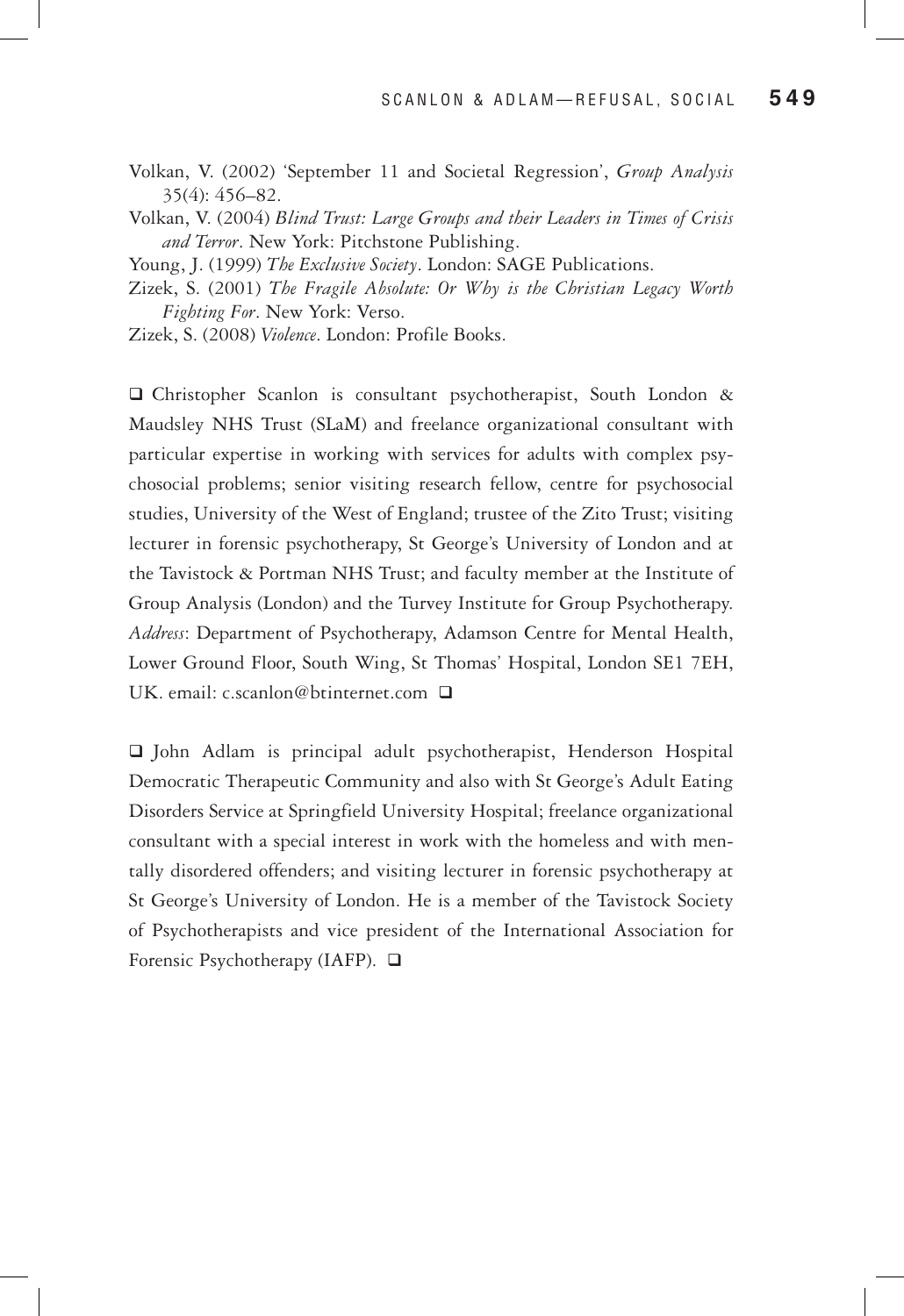Volkan, V. (2002) 'September 11 and Societal Regression', *Group Analysis* 35(4): 456–82.

Volkan, V. (2004) *Blind Trust: Large Groups and their Leaders in Times of Crisis and Terror*. New York: Pitchstone Publishing.

Young, J. (1999) *The Exclusive Society*. London: SAGE Publications.

Zizek, S. (2001) *The Fragile Absolute: Or Why is the Christian Legacy Worth Fighting For*. New York: Verso.

Zizek, S. (2008) *Violence*. London: Profile Books.

❑ Christopher Scanlon is consultant psychotherapist, South London & Maudsley NHS Trust (SLaM) and freelance organizational consultant with particular expertise in working with services for adults with complex psychosocial problems; senior visiting research fellow, centre for psychosocial studies, University of the West of England; trustee of the Zito Trust; visiting lecturer in forensic psychotherapy, St George's University of London and at the Tavistock & Portman NHS Trust; and faculty member at the Institute of Group Analysis (London) and the Turvey Institute for Group Psychotherapy. *Address*: Department of Psychotherapy, Adamson Centre for Mental Health, Lower Ground Floor, South Wing, St Thomas' Hospital, London SE1 7EH, UK. email: c.scanlon@btinternet.com ❑

❑ John Adlam is principal adult psychotherapist, Henderson Hospital Democratic Therapeutic Community and also with St George's Adult Eating Disorders Service at Springfield University Hospital; freelance organizational consultant with a special interest in work with the homeless and with mentally disordered offenders; and visiting lecturer in forensic psychotherapy at St George's University of London. He is a member of the Tavistock Society of Psychotherapists and vice president of the International Association for Forensic Psychotherapy (IAFP). ❑